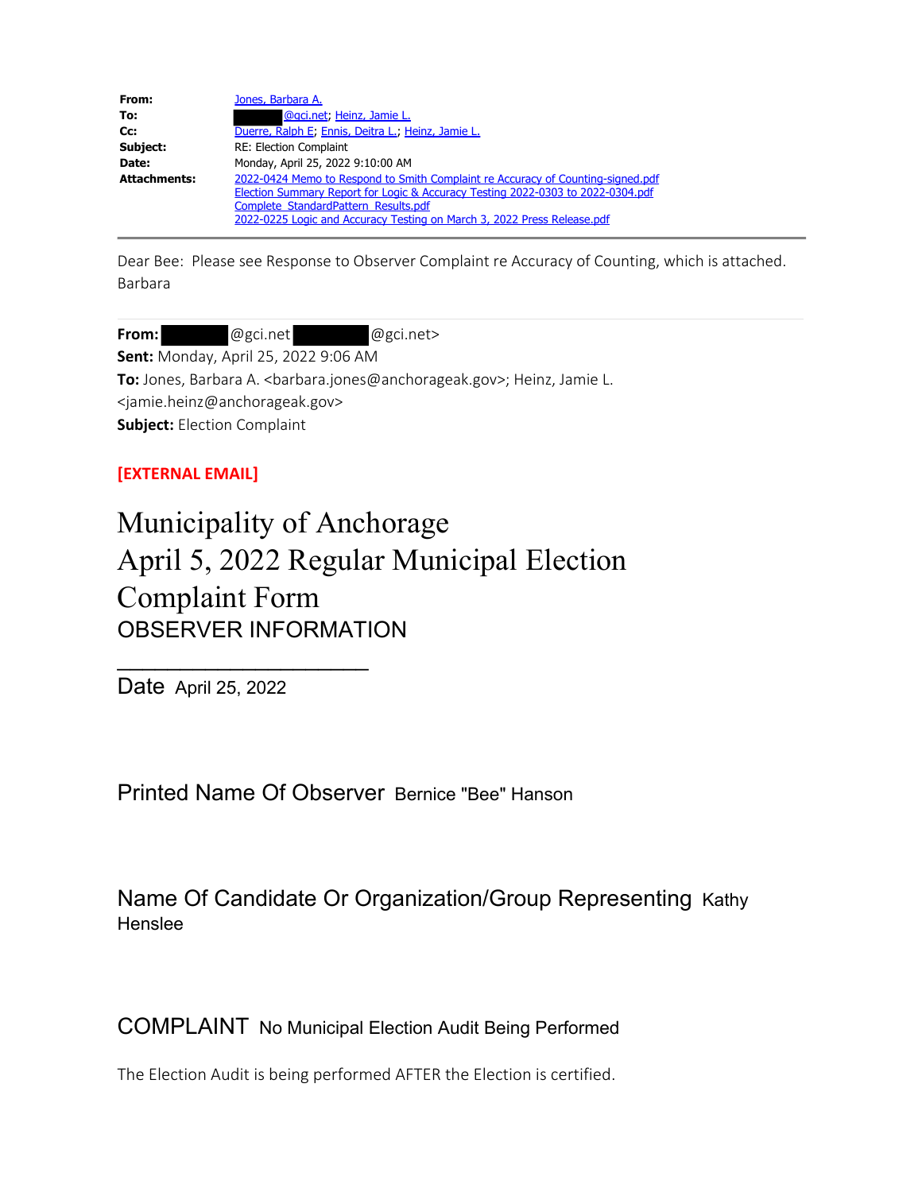**From:** Jones, Barbara A.
**To:** @gci.net; Heinz, Jamie L.
**Cc:** Duerre, Ralph E; Ennis, Deitra L.; Heinz, Jamie L.
**Subject:** RE: Election Complaint
**Date:** Monday, April 25, 2022 9:10:00 AM
**Attachments:** 2022-0424 Memo to Respond to Smith Complaint re Accuracy of Counting-signed.pdf
Election Summary Report for Logic & Accuracy Testing 2022-0303 to 2022-0304.pdf
Complete_StandardPattern_Results.pdf
2022-0225 Logic and Accuracy Testing on March 3, 2022 Press Release.pdf

---

Dear Bee: Please see Response to Observer Complaint re Accuracy of Counting, which is attached.
Barbara

---

**From:** @gci.net @gci.net>
**Sent:** Monday, April 25, 2022 9:06 AM
**To:** Jones, Barbara A. <barbara.jones@anchorageak.gov>; Heinz, Jamie L. <jamie.heinz@anchorageak.gov>
**Subject:** Election Complaint

**[EXTERNAL EMAIL]**

# Municipality of Anchorage
# April 5, 2022 Regular Municipal Election
# Complaint Form

OBSERVER INFORMATION

______________________

Date April 25, 2022

Printed Name Of Observer Bernice "Bee" Hanson

Name Of Candidate Or Organization/Group Representing Kathy Henslee

COMPLAINT No Municipal Election Audit Being Performed

The Election Audit is being performed AFTER the Election is certified.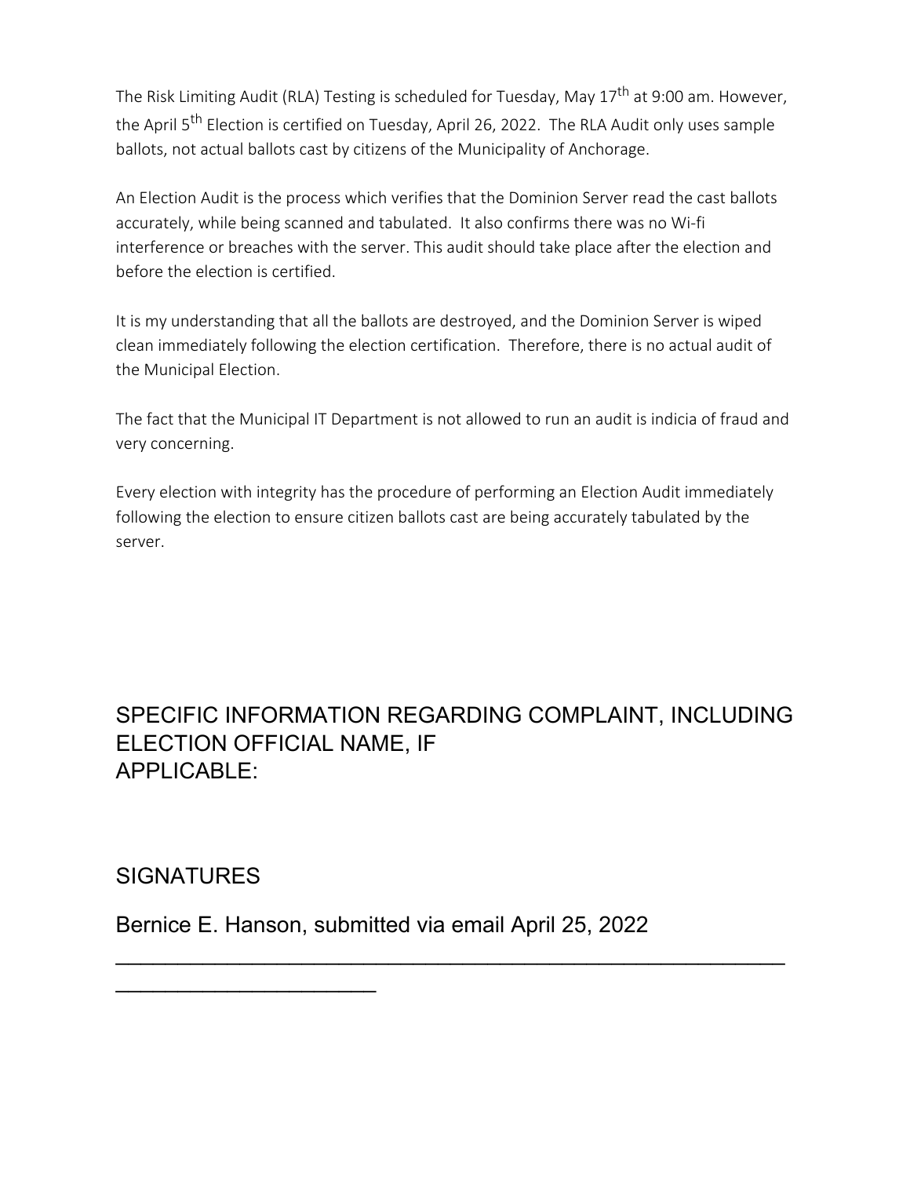The Risk Limiting Audit (RLA) Testing is scheduled for Tuesday, May 17th at 9:00 am. However, the April 5th Election is certified on Tuesday, April 26, 2022. The RLA Audit only uses sample ballots, not actual ballots cast by citizens of the Municipality of Anchorage.

An Election Audit is the process which verifies that the Dominion Server read the cast ballots accurately, while being scanned and tabulated. It also confirms there was no Wi-fi interference or breaches with the server. This audit should take place after the election and before the election is certified.

It is my understanding that all the ballots are destroyed, and the Dominion Server is wiped clean immediately following the election certification. Therefore, there is no actual audit of the Municipal Election.

The fact that the Municipal IT Department is not allowed to run an audit is indicia of fraud and very concerning.

Every election with integrity has the procedure of performing an Election Audit immediately following the election to ensure citizen ballots cast are being accurately tabulated by the server.

## SPECIFIC INFORMATION REGARDING COMPLAINT, INCLUDING ELECTION OFFICIAL NAME, IF APPLICABLE:

## SIGNATURES

Bernice E. Hanson, submitted via email April 25, 2022

___________________________________________________________
_______________________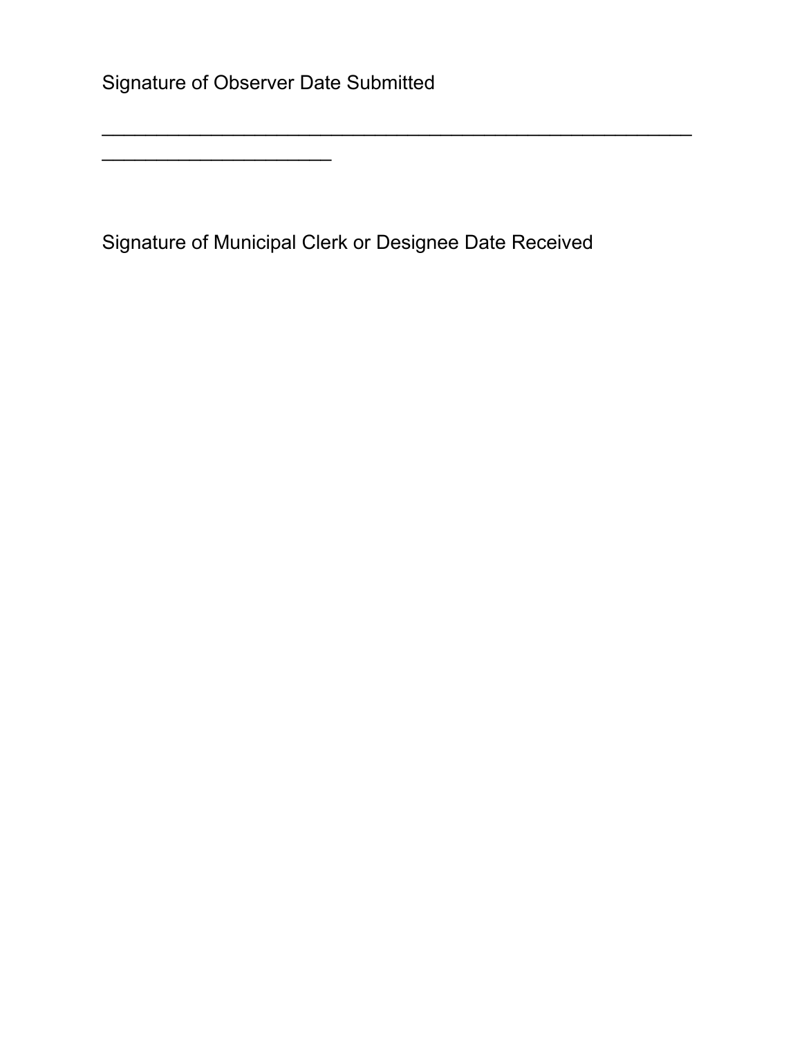Signature of Observer Date Submitted

_______________________________________________________________
________________________

Signature of Municipal Clerk or Designee Date Received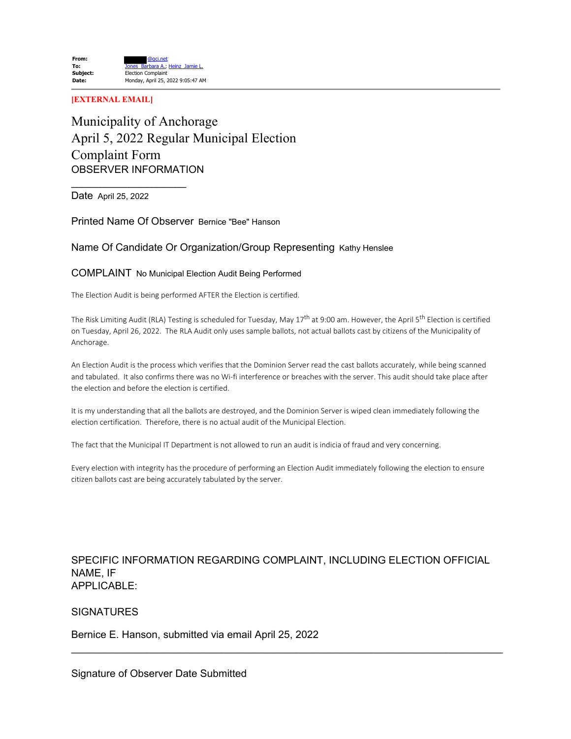**From:** ██████@gci.net
**To:** Jones, Barbara A.; Heinz, Jamie L.
**Subject:** Election Complaint
**Date:** Monday, April 25, 2022 9:05:47 AM

**[EXTERNAL EMAIL]**

# Municipality of Anchorage
# April 5, 2022 Regular Municipal Election
# Complaint Form

## OBSERVER INFORMATION

____________________

Date April 25, 2022

Printed Name Of Observer Bernice "Bee" Hanson

Name Of Candidate Or Organization/Group Representing Kathy Henslee

COMPLAINT No Municipal Election Audit Being Performed

The Election Audit is being performed AFTER the Election is certified.

The Risk Limiting Audit (RLA) Testing is scheduled for Tuesday, May 17th at 9:00 am. However, the April 5th Election is certified on Tuesday, April 26, 2022. The RLA Audit only uses sample ballots, not actual ballots cast by citizens of the Municipality of Anchorage.

An Election Audit is the process which verifies that the Dominion Server read the cast ballots accurately, while being scanned and tabulated. It also confirms there was no Wi-fi interference or breaches with the server. This audit should take place after the election and before the election is certified.

It is my understanding that all the ballots are destroyed, and the Dominion Server is wiped clean immediately following the election certification. Therefore, there is no actual audit of the Municipal Election.

The fact that the Municipal IT Department is not allowed to run an audit is indicia of fraud and very concerning.

Every election with integrity has the procedure of performing an Election Audit immediately following the election to ensure citizen ballots cast are being accurately tabulated by the server.

SPECIFIC INFORMATION REGARDING COMPLAINT, INCLUDING ELECTION OFFICIAL NAME, IF APPLICABLE:

SIGNATURES

Bernice E. Hanson, submitted via email April 25, 2022

____________________________________________________________

Signature of Observer Date Submitted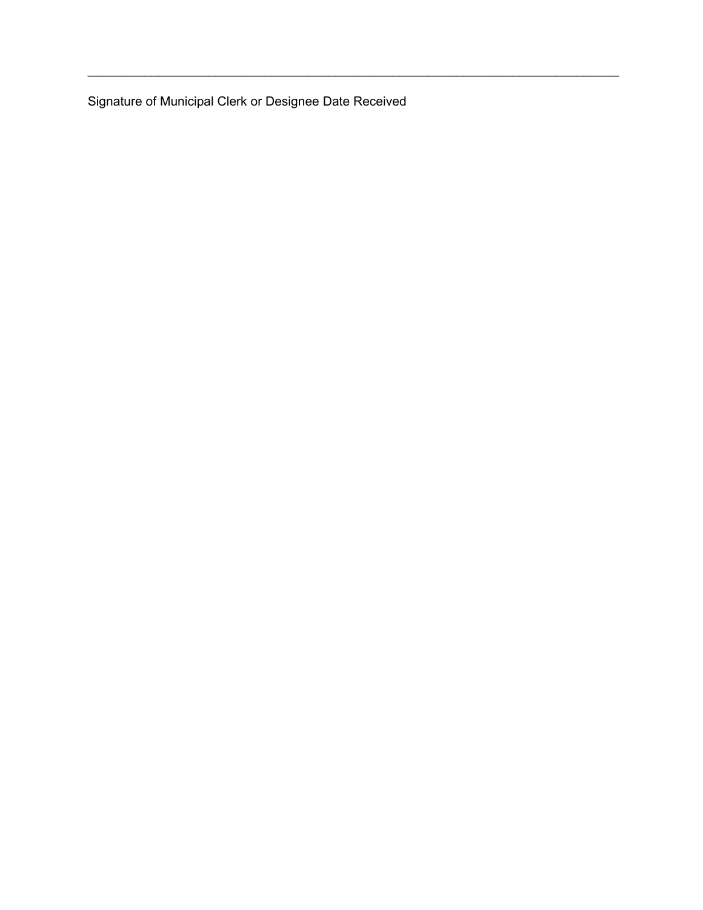\_\_\_\_\_\_\_\_\_\_\_\_\_\_\_\_\_\_\_\_\_\_\_\_\_\_\_\_\_\_\_\_\_\_\_\_\_\_\_\_\_\_\_\_\_\_\_\_\_\_\_\_\_\_\_\_\_\_\_\_\_\_\_\_\_\_\_\_\_\_\_\_

Signature of Municipal Clerk or Designee Date Received